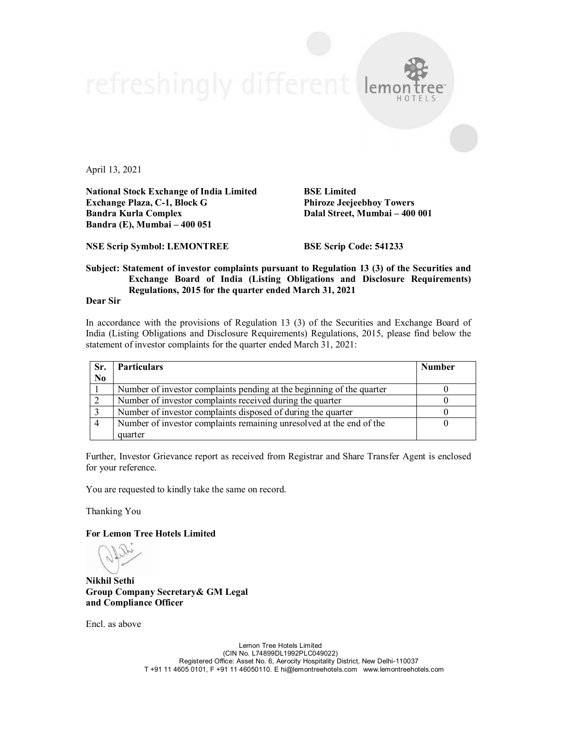April 13, 2021

**National Stock Exchange of India Limited**
**Exchange Plaza, C-1, Block G**
**Bandra Kurla Complex**
**Bandra (E), Mumbai – 400 051**

**BSE Limited**
**Phiroze Jeejeebhoy Towers**
**Dalal Street, Mumbai – 400 001**

**NSE Scrip Symbol: LEMONTREE**

**BSE Scrip Code: 541233**

**Subject: Statement of investor complaints pursuant to Regulation 13 (3) of the Securities and Exchange Board of India (Listing Obligations and Disclosure Requirements) Regulations, 2015 for the quarter ended March 31, 2021**

**Dear Sir**

In accordance with the provisions of Regulation 13 (3) of the Securities and Exchange Board of India (Listing Obligations and Disclosure Requirements) Regulations, 2015, please find below the statement of investor complaints for the quarter ended March 31, 2021:

| Sr. No | Particulars | Number |
|---|---|---|
| 1 | Number of investor complaints pending at the beginning of the quarter | 0 |
| 2 | Number of investor complaints received during the quarter | 0 |
| 3 | Number of investor complaints disposed of during the quarter | 0 |
| 4 | Number of investor complaints remaining unresolved at the end of the quarter | 0 |

Further, Investor Grievance report as received from Registrar and Share Transfer Agent is enclosed for your reference.

You are requested to kindly take the same on record.

Thanking You

**For Lemon Tree Hotels Limited**

**Nikhil Sethi**
**Group Company Secretary& GM Legal and Compliance Officer**

Encl. as above

Lemon Tree Hotels Limited
(CIN No. L74899DL1992PLC049022)
Registered Office: Asset No. 6, Aerocity Hospitality District, New Delhi-110037
T +91 11 4605 0101, F +91 11 46050110. E hi@lemontreehotels.com www.lemontreehotels.com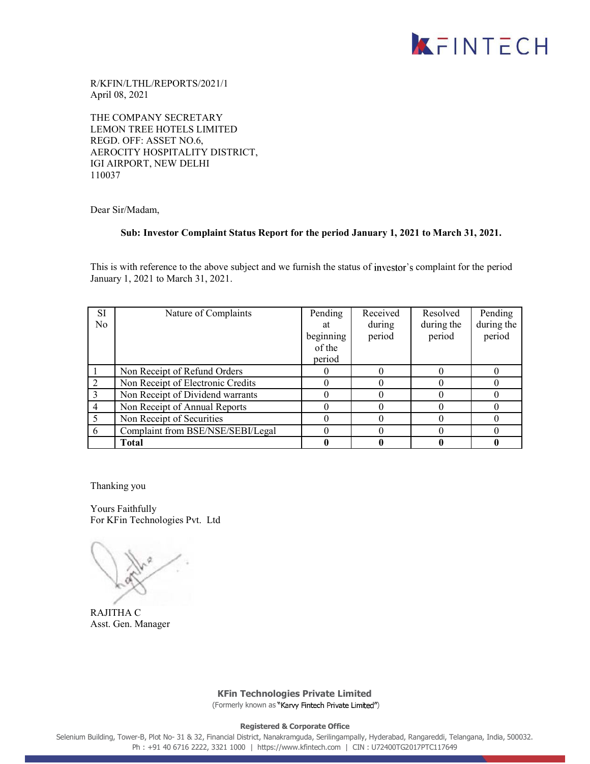R/KFIN/LTHL/REPORTS/2021/1
April 08, 2021

THE COMPANY SECRETARY
LEMON TREE HOTELS LIMITED
REGD. OFF: ASSET NO.6,
AEROCITY HOSPITALITY DISTRICT,
IGI AIRPORT, NEW DELHI
110037

Dear Sir/Madam,

**Sub: Investor Complaint Status Report for the period January 1, 2021 to March 31, 2021.**

This is with reference to the above subject and we furnish the status of investor's complaint for the period January 1, 2021 to March 31, 2021.

| SI No | Nature of Complaints | Pending at beginning of the period | Received during period | Resolved during the period | Pending during the period |
|---|---|---|---|---|---|
| 1 | Non Receipt of Refund Orders | 0 | 0 | 0 | 0 |
| 2 | Non Receipt of Electronic Credits | 0 | 0 | 0 | 0 |
| 3 | Non Receipt of Dividend warrants | 0 | 0 | 0 | 0 |
| 4 | Non Receipt of Annual Reports | 0 | 0 | 0 | 0 |
| 5 | Non Receipt of Securities | 0 | 0 | 0 | 0 |
| 6 | Complaint from BSE/NSE/SEBI/Legal | 0 | 0 | 0 | 0 |
| | **Total** | **0** | **0** | **0** | **0** |

Thanking you

Yours Faithfully
For KFin Technologies Pvt. Ltd

RAJITHA C
Asst. Gen. Manager

**KFin Technologies Private Limited**
(Formerly known as "Karvy Fintech Private Limited")

**Registered & Corporate Office**
Selenium Building, Tower-B, Plot No- 31 & 32, Financial District, Nanakramguda, Serilingampally, Hyderabad, Rangareddi, Telangana, India, 500032.
Ph : +91 40 6716 2222, 3321 1000 | https://www.kfintech.com | CIN : U72400TG2017PTC117649